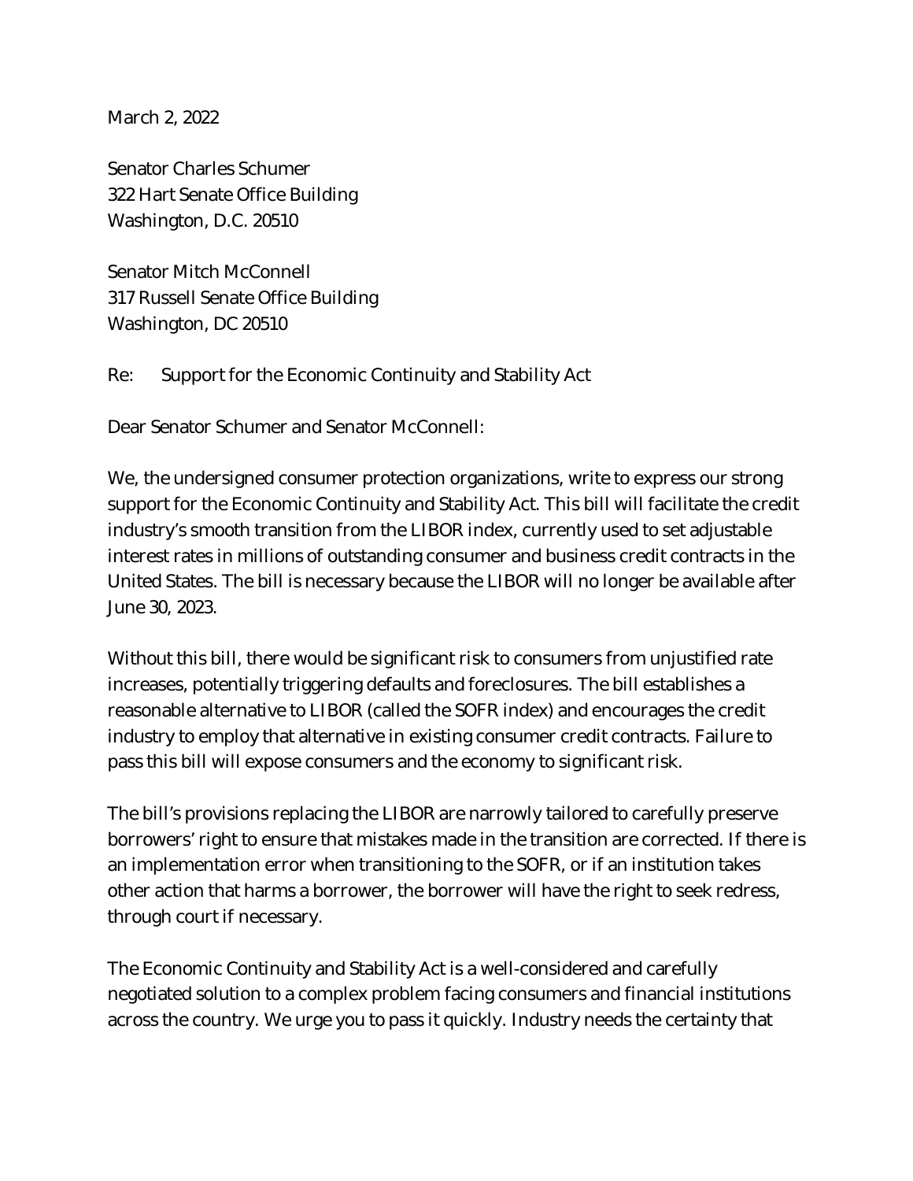March 2, 2022

Senator Charles Schumer
322 Hart Senate Office Building
Washington, D.C. 20510

Senator Mitch McConnell
317 Russell Senate Office Building
Washington, DC 20510

Re: Support for the Economic Continuity and Stability Act

Dear Senator Schumer and Senator McConnell:

We, the undersigned consumer protection organizations, write to express our strong support for the Economic Continuity and Stability Act. This bill will facilitate the credit industry's smooth transition from the LIBOR index, currently used to set adjustable interest rates in millions of outstanding consumer and business credit contracts in the United States. The bill is necessary because the LIBOR will no longer be available after June 30, 2023.

Without this bill, there would be significant risk to consumers from unjustified rate increases, potentially triggering defaults and foreclosures. The bill establishes a reasonable alternative to LIBOR (called the SOFR index) and encourages the credit industry to employ that alternative in existing consumer credit contracts. Failure to pass this bill will expose consumers and the economy to significant risk.

The bill's provisions replacing the LIBOR are narrowly tailored to carefully preserve borrowers' right to ensure that mistakes made in the transition are corrected. If there is an implementation error when transitioning to the SOFR, or if an institution takes other action that harms a borrower, the borrower will have the right to seek redress, through court if necessary.

The Economic Continuity and Stability Act is a well-considered and carefully negotiated solution to a complex problem facing consumers and financial institutions across the country. We urge you to pass it quickly. Industry needs the certainty that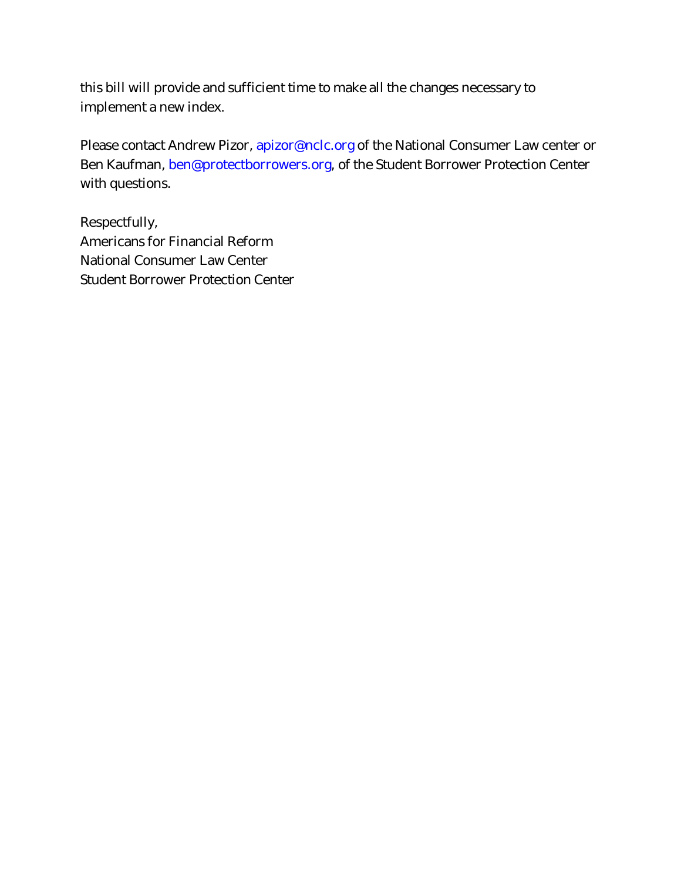this bill will provide and sufficient time to make all the changes necessary to implement a new index.

Please contact Andrew Pizor, apizor@nclc.org of the National Consumer Law center or Ben Kaufman, ben@protectborrowers.org, of the Student Borrower Protection Center with questions.

Respectfully,
Americans for Financial Reform
National Consumer Law Center
Student Borrower Protection Center